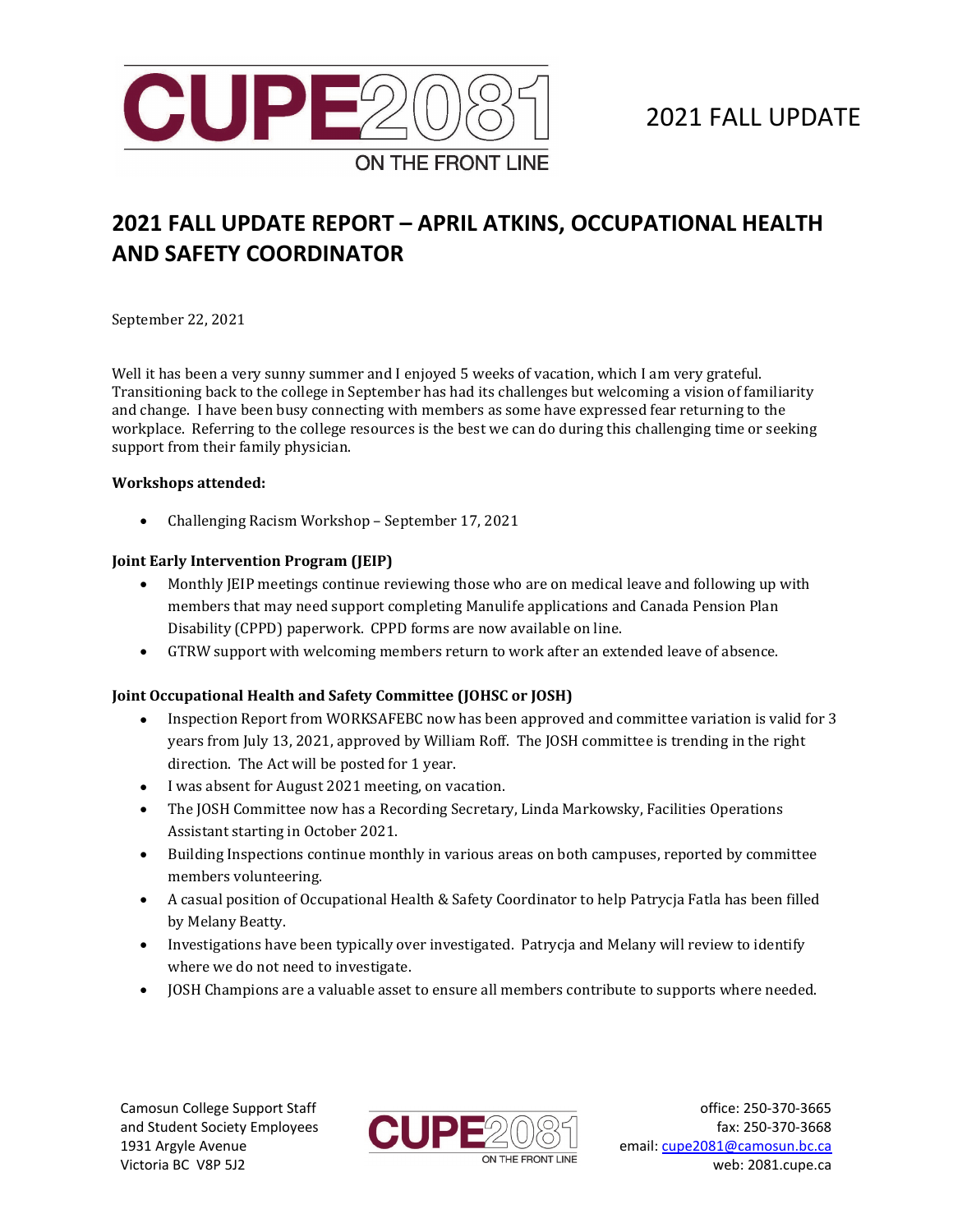2021 FALL UPDATE

# 2021 FALL UPDATE REPORT – APRIL ATKINS, OCCUPATIONAL HEALTH AND SAFETY COORDINATOR

September 22, 2021

Well it has been a very sunny summer and I enjoyed 5 weeks of vacation, which I am very grateful. Transitioning back to the college in September has had its challenges but welcoming a vision of familiarity and change. I have been busy connecting with members as some have expressed fear returning to the workplace. Referring to the college resources is the best we can do during this challenging time or seeking support from their family physician.

**Workshops attended:**

- Challenging Racism Workshop – September 17, 2021

**Joint Early Intervention Program (JEIP)**

- Monthly JEIP meetings continue reviewing those who are on medical leave and following up with members that may need support completing Manulife applications and Canada Pension Plan Disability (CPPD) paperwork. CPPD forms are now available on line.
- GTRW support with welcoming members return to work after an extended leave of absence.

**Joint Occupational Health and Safety Committee (JOHSC or JOSH)**

- Inspection Report from WORKSAFEBC now has been approved and committee variation is valid for 3 years from July 13, 2021, approved by William Roff. The JOSH committee is trending in the right direction. The Act will be posted for 1 year.
- I was absent for August 2021 meeting, on vacation.
- The JOSH Committee now has a Recording Secretary, Linda Markowsky, Facilities Operations Assistant starting in October 2021.
- Building Inspections continue monthly in various areas on both campuses, reported by committee members volunteering.
- A casual position of Occupational Health & Safety Coordinator to help Patrycja Fatla has been filled by Melany Beatty.
- Investigations have been typically over investigated. Patrycja and Melany will review to identify where we do not need to investigate.
- JOSH Champions are a valuable asset to ensure all members contribute to supports where needed.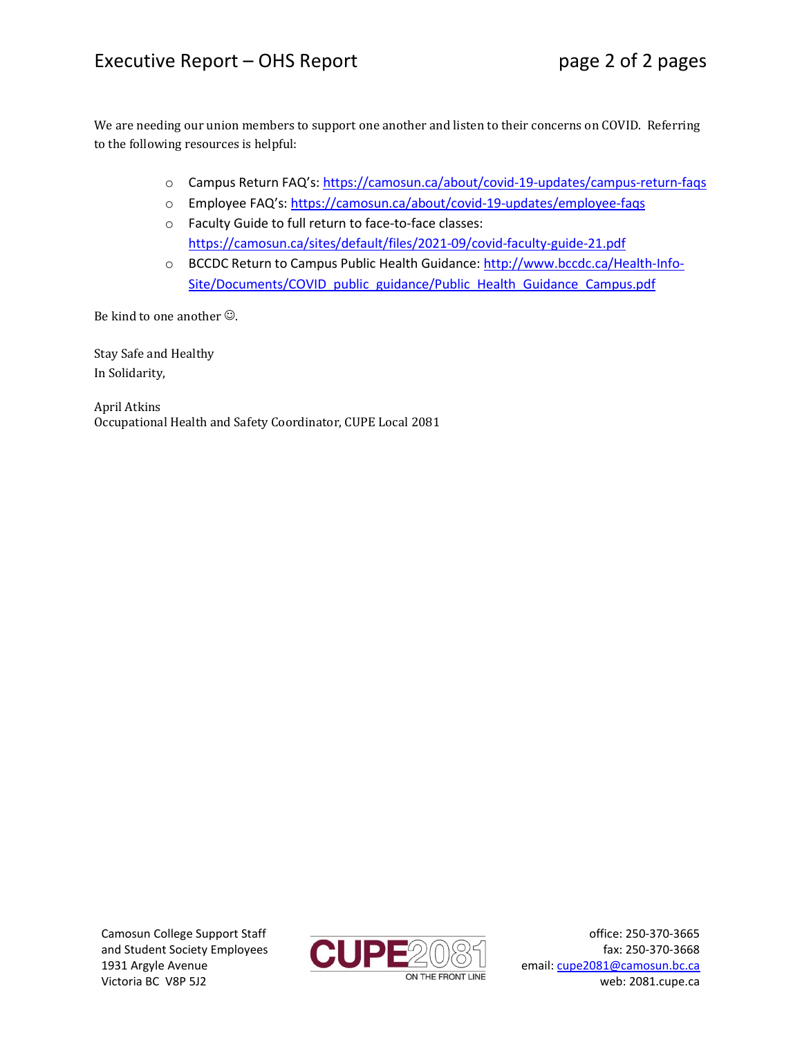We are needing our union members to support one another and listen to their concerns on COVID. Referring to the following resources is helpful:

- Campus Return FAQ's: https://camosun.ca/about/covid-19-updates/campus-return-faqs
- Employee FAQ's: https://camosun.ca/about/covid-19-updates/employee-faqs
- Faculty Guide to full return to face-to-face classes: https://camosun.ca/sites/default/files/2021-09/covid-faculty-guide-21.pdf
- BCCDC Return to Campus Public Health Guidance: http://www.bccdc.ca/Health-Info-Site/Documents/COVID_public_guidance/Public_Health_Guidance_Campus.pdf

Be kind to one another ☺.

Stay Safe and Healthy
In Solidarity,

April Atkins
Occupational Health and Safety Coordinator, CUPE Local 2081